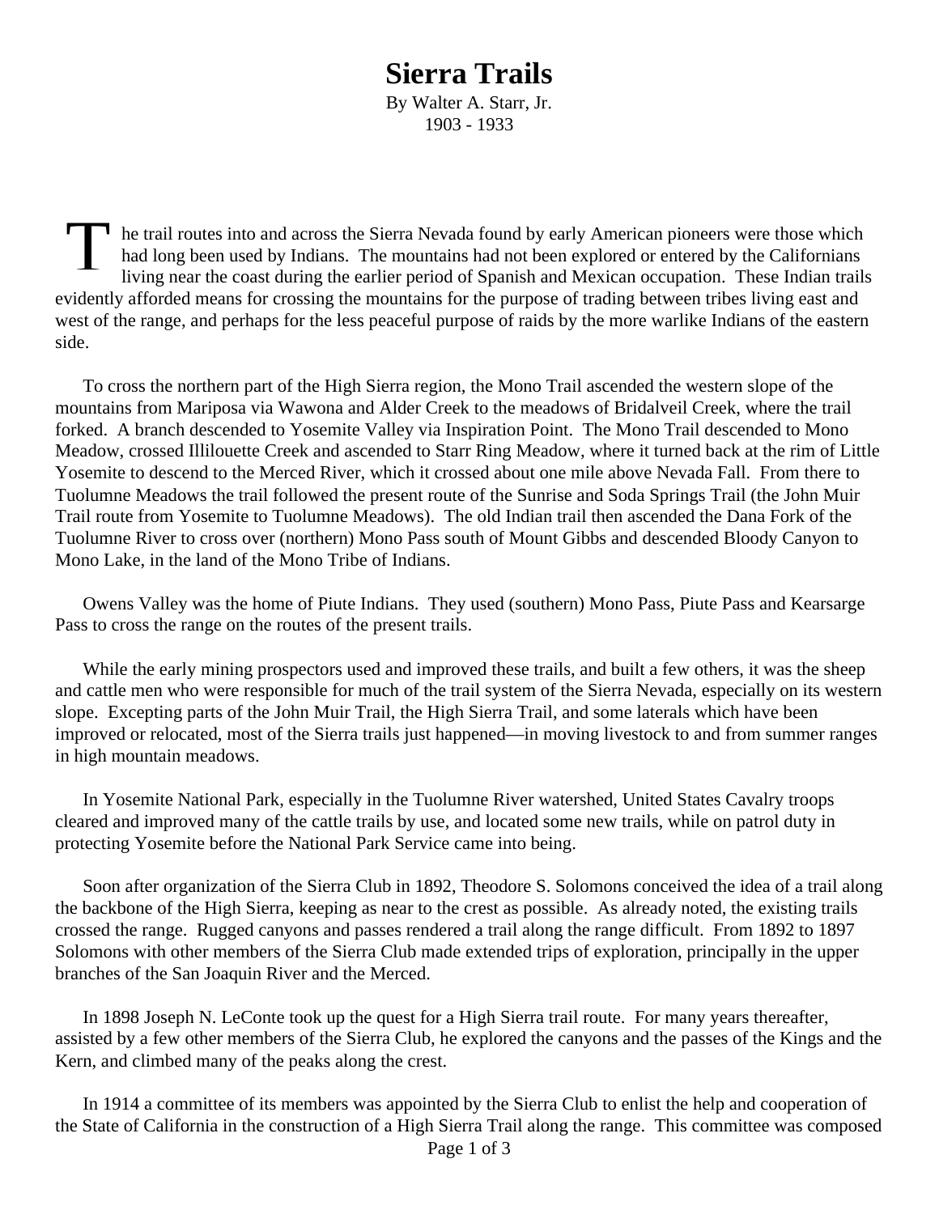# Sierra Trails

By Walter A. Starr, Jr.
1903 - 1933

The trail routes into and across the Sierra Nevada found by early American pioneers were those which had long been used by Indians. The mountains had not been explored or entered by the Californians living near the coast during the earlier period of Spanish and Mexican occupation. These Indian trails evidently afforded means for crossing the mountains for the purpose of trading between tribes living east and west of the range, and perhaps for the less peaceful purpose of raids by the more warlike Indians of the eastern side.

To cross the northern part of the High Sierra region, the Mono Trail ascended the western slope of the mountains from Mariposa via Wawona and Alder Creek to the meadows of Bridalveil Creek, where the trail forked. A branch descended to Yosemite Valley via Inspiration Point. The Mono Trail descended to Mono Meadow, crossed Illilouette Creek and ascended to Starr Ring Meadow, where it turned back at the rim of Little Yosemite to descend to the Merced River, which it crossed about one mile above Nevada Fall. From there to Tuolumne Meadows the trail followed the present route of the Sunrise and Soda Springs Trail (the John Muir Trail route from Yosemite to Tuolumne Meadows). The old Indian trail then ascended the Dana Fork of the Tuolumne River to cross over (northern) Mono Pass south of Mount Gibbs and descended Bloody Canyon to Mono Lake, in the land of the Mono Tribe of Indians.

Owens Valley was the home of Piute Indians. They used (southern) Mono Pass, Piute Pass and Kearsarge Pass to cross the range on the routes of the present trails.

While the early mining prospectors used and improved these trails, and built a few others, it was the sheep and cattle men who were responsible for much of the trail system of the Sierra Nevada, especially on its western slope. Excepting parts of the John Muir Trail, the High Sierra Trail, and some laterals which have been improved or relocated, most of the Sierra trails just happened—in moving livestock to and from summer ranges in high mountain meadows.

In Yosemite National Park, especially in the Tuolumne River watershed, United States Cavalry troops cleared and improved many of the cattle trails by use, and located some new trails, while on patrol duty in protecting Yosemite before the National Park Service came into being.

Soon after organization of the Sierra Club in 1892, Theodore S. Solomons conceived the idea of a trail along the backbone of the High Sierra, keeping as near to the crest as possible. As already noted, the existing trails crossed the range. Rugged canyons and passes rendered a trail along the range difficult. From 1892 to 1897 Solomons with other members of the Sierra Club made extended trips of exploration, principally in the upper branches of the San Joaquin River and the Merced.

In 1898 Joseph N. LeConte took up the quest for a High Sierra trail route. For many years thereafter, assisted by a few other members of the Sierra Club, he explored the canyons and the passes of the Kings and the Kern, and climbed many of the peaks along the crest.

In 1914 a committee of its members was appointed by the Sierra Club to enlist the help and cooperation of the State of California in the construction of a High Sierra Trail along the range. This committee was composed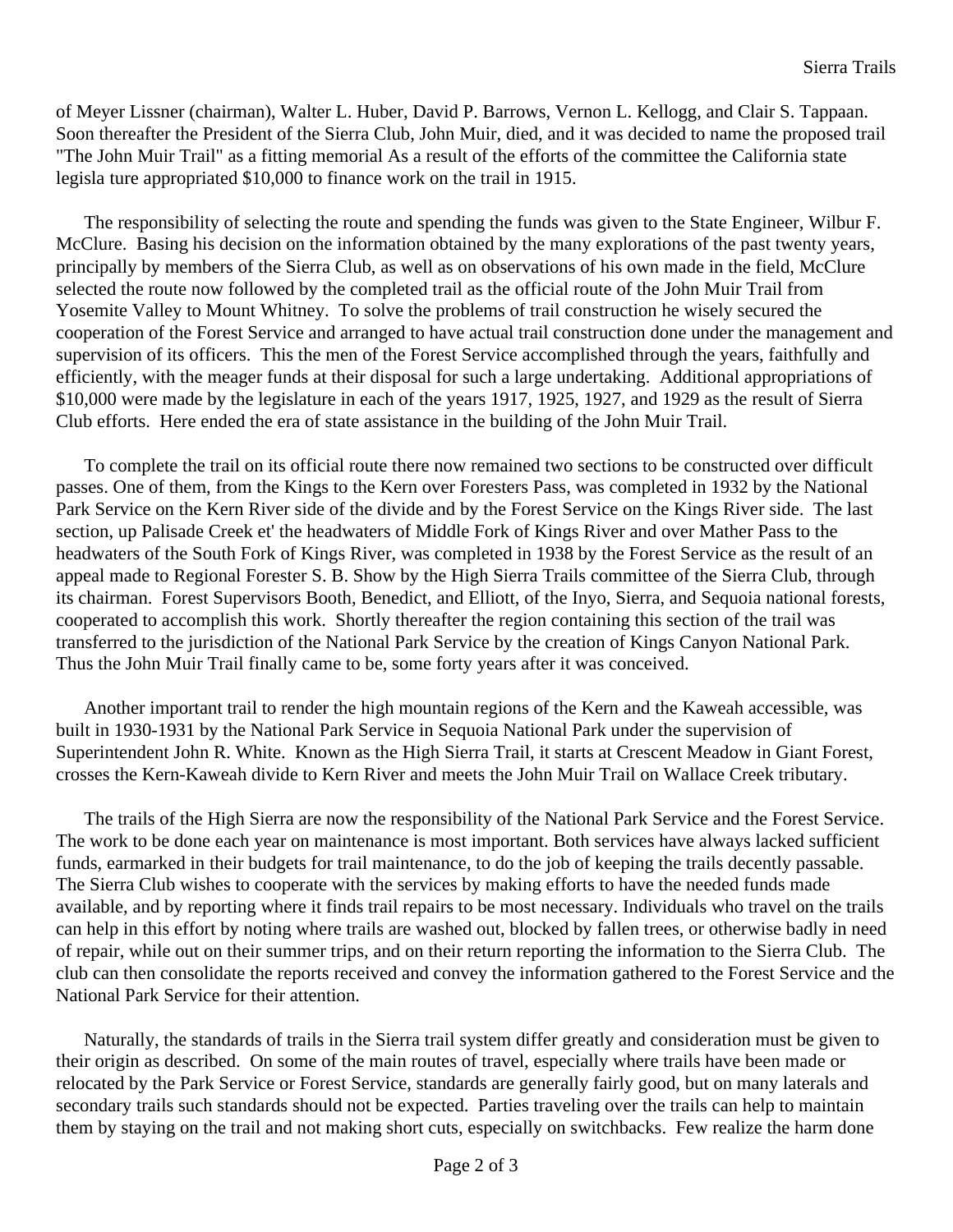of Meyer Lissner (chairman), Walter L. Huber, David P. Barrows, Vernon L. Kellogg, and Clair S. Tappaan. Soon thereafter the President of the Sierra Club, John Muir, died, and it was decided to name the proposed trail "The John Muir Trail" as a fitting memorial As a result of the efforts of the committee the California state legisla ture appropriated $10,000 to finance work on the trail in 1915.

The responsibility of selecting the route and spending the funds was given to the State Engineer, Wilbur F. McClure. Basing his decision on the information obtained by the many explorations of the past twenty years, principally by members of the Sierra Club, as well as on observations of his own made in the field, McClure selected the route now followed by the completed trail as the official route of the John Muir Trail from Yosemite Valley to Mount Whitney. To solve the problems of trail construction he wisely secured the cooperation of the Forest Service and arranged to have actual trail construction done under the management and supervision of its officers. This the men of the Forest Service accomplished through the years, faithfully and efficiently, with the meager funds at their disposal for such a large undertaking. Additional appropriations of $10,000 were made by the legislature in each of the years 1917, 1925, 1927, and 1929 as the result of Sierra Club efforts. Here ended the era of state assistance in the building of the John Muir Trail.

To complete the trail on its official route there now remained two sections to be constructed over difficult passes. One of them, from the Kings to the Kern over Foresters Pass, was completed in 1932 by the National Park Service on the Kern River side of the divide and by the Forest Service on the Kings River side. The last section, up Palisade Creek et' the headwaters of Middle Fork of Kings River and over Mather Pass to the headwaters of the South Fork of Kings River, was completed in 1938 by the Forest Service as the result of an appeal made to Regional Forester S. B. Show by the High Sierra Trails committee of the Sierra Club, through its chairman. Forest Supervisors Booth, Benedict, and Elliott, of the Inyo, Sierra, and Sequoia national forests, cooperated to accomplish this work. Shortly thereafter the region containing this section of the trail was transferred to the jurisdiction of the National Park Service by the creation of Kings Canyon National Park. Thus the John Muir Trail finally came to be, some forty years after it was conceived.

Another important trail to render the high mountain regions of the Kern and the Kaweah accessible, was built in 1930-1931 by the National Park Service in Sequoia National Park under the supervision of Superintendent John R. White. Known as the High Sierra Trail, it starts at Crescent Meadow in Giant Forest, crosses the Kern-Kaweah divide to Kern River and meets the John Muir Trail on Wallace Creek tributary.

The trails of the High Sierra are now the responsibility of the National Park Service and the Forest Service. The work to be done each year on maintenance is most important. Both services have always lacked sufficient funds, earmarked in their budgets for trail maintenance, to do the job of keeping the trails decently passable. The Sierra Club wishes to cooperate with the services by making efforts to have the needed funds made available, and by reporting where it finds trail repairs to be most necessary. Individuals who travel on the trails can help in this effort by noting where trails are washed out, blocked by fallen trees, or otherwise badly in need of repair, while out on their summer trips, and on their return reporting the information to the Sierra Club. The club can then consolidate the reports received and convey the information gathered to the Forest Service and the National Park Service for their attention.

Naturally, the standards of trails in the Sierra trail system differ greatly and consideration must be given to their origin as described. On some of the main routes of travel, especially where trails have been made or relocated by the Park Service or Forest Service, standards are generally fairly good, but on many laterals and secondary trails such standards should not be expected. Parties traveling over the trails can help to maintain them by staying on the trail and not making short cuts, especially on switchbacks. Few realize the harm done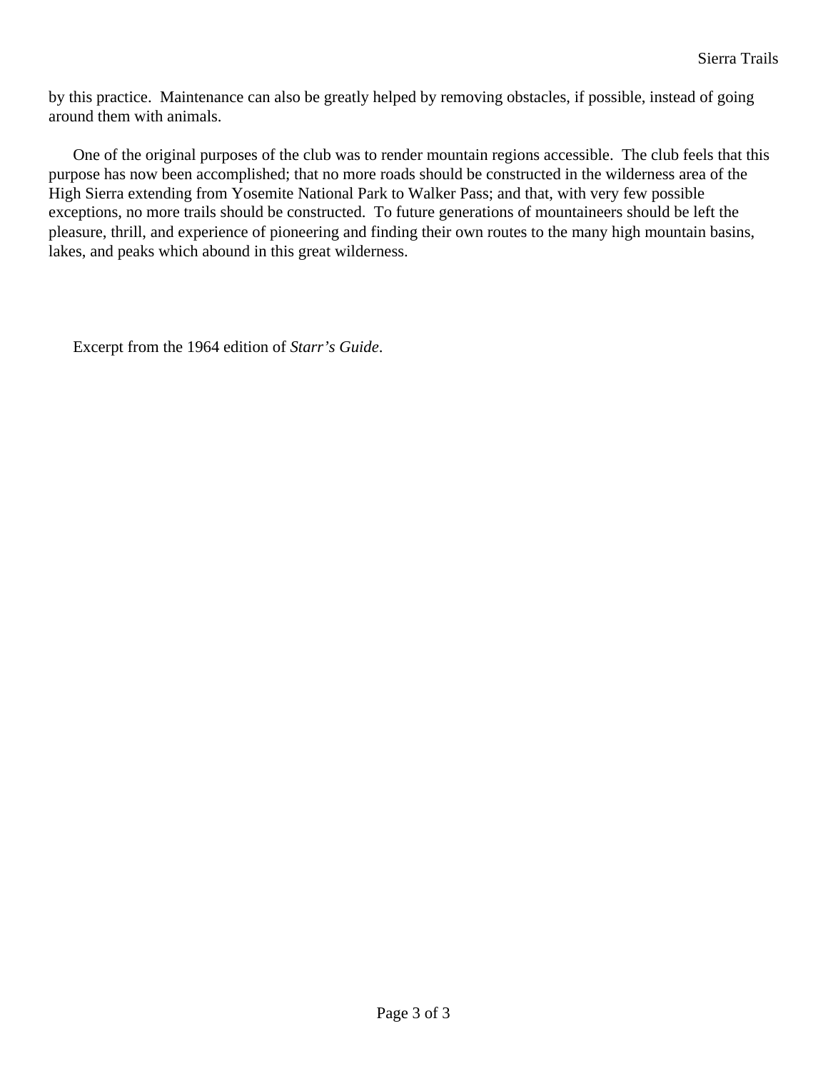by this practice. Maintenance can also be greatly helped by removing obstacles, if possible, instead of going around them with animals.

One of the original purposes of the club was to render mountain regions accessible. The club feels that this purpose has now been accomplished; that no more roads should be constructed in the wilderness area of the High Sierra extending from Yosemite National Park to Walker Pass; and that, with very few possible exceptions, no more trails should be constructed. To future generations of mountaineers should be left the pleasure, thrill, and experience of pioneering and finding their own routes to the many high mountain basins, lakes, and peaks which abound in this great wilderness.

Excerpt from the 1964 edition of *Starr's Guide*.